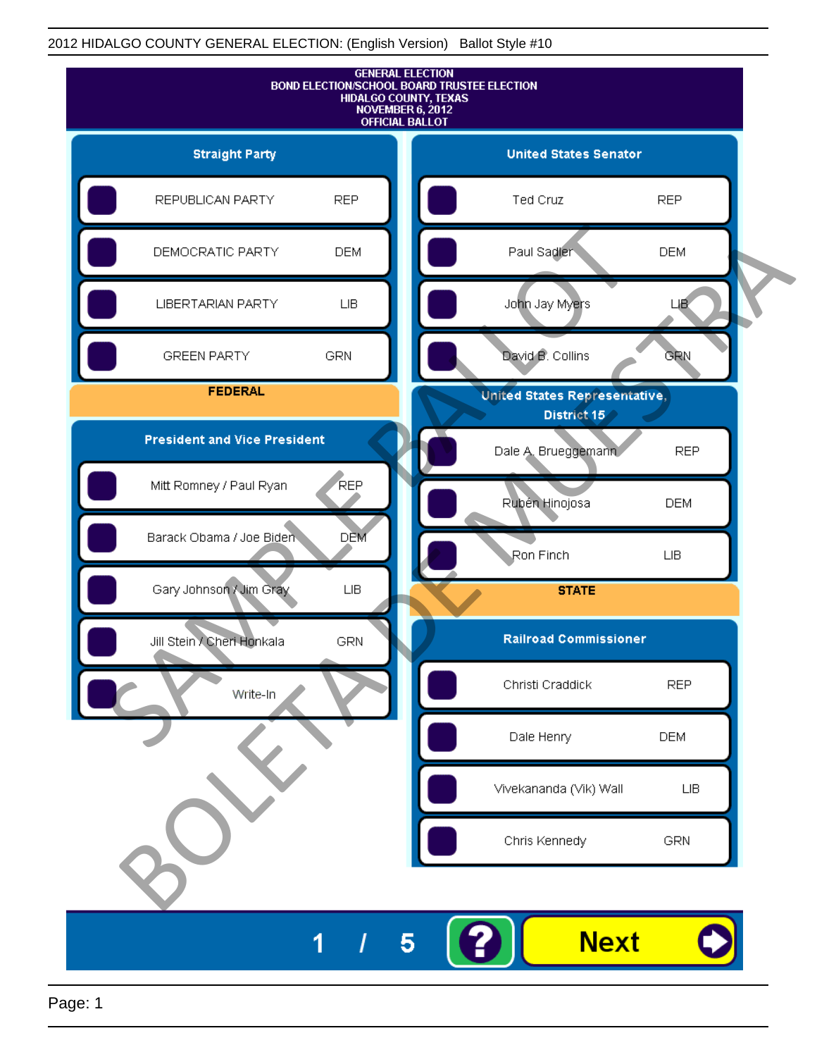2012 HIDALGO COUNTY GENERAL ELECTION: (English Version) Ballot Style #10

# GENERAL ELECTION
## BOND ELECTION/SCHOOL BOARD TRUSTEE ELECTION
## HIDALGO COUNTY, TEXAS
## NOVEMBER 6, 2012
## OFFICIAL BALLOT

### Straight Party

| Party | |
|---|---|
| REPUBLICAN PARTY | REP |
| DEMOCRATIC PARTY | DEM |
| LIBERTARIAN PARTY | LIB |
| GREEN PARTY | GRN |

## FEDERAL

### President and Vice President

| Candidate | Party |
|---|---|
| Mitt Romney / Paul Ryan | REP |
| Barack Obama / Joe Biden | DEM |
| Gary Johnson / Jim Gray | LIB |
| Jill Stein / Cheri Honkala | GRN |
| Write-In | |

### United States Senator

| Candidate | Party |
|---|---|
| Ted Cruz | REP |
| Paul Sadler | DEM |
| John Jay Myers | LIB |
| David B. Collins | GRN |

### United States Representative, District 15

| Candidate | Party |
|---|---|
| Dale A. Brueggemann | REP |
| Rubén Hinojosa | DEM |
| Ron Finch | LIB |

## STATE

### Railroad Commissioner

| Candidate | Party |
|---|---|
| Christi Craddick | REP |
| Dale Henry | DEM |
| Vivekananda (Vik) Wall | LIB |
| Chris Kennedy | GRN |

SAMPLE BALLOT
BOLETA DE MUESTRA

1 / 5

?

Next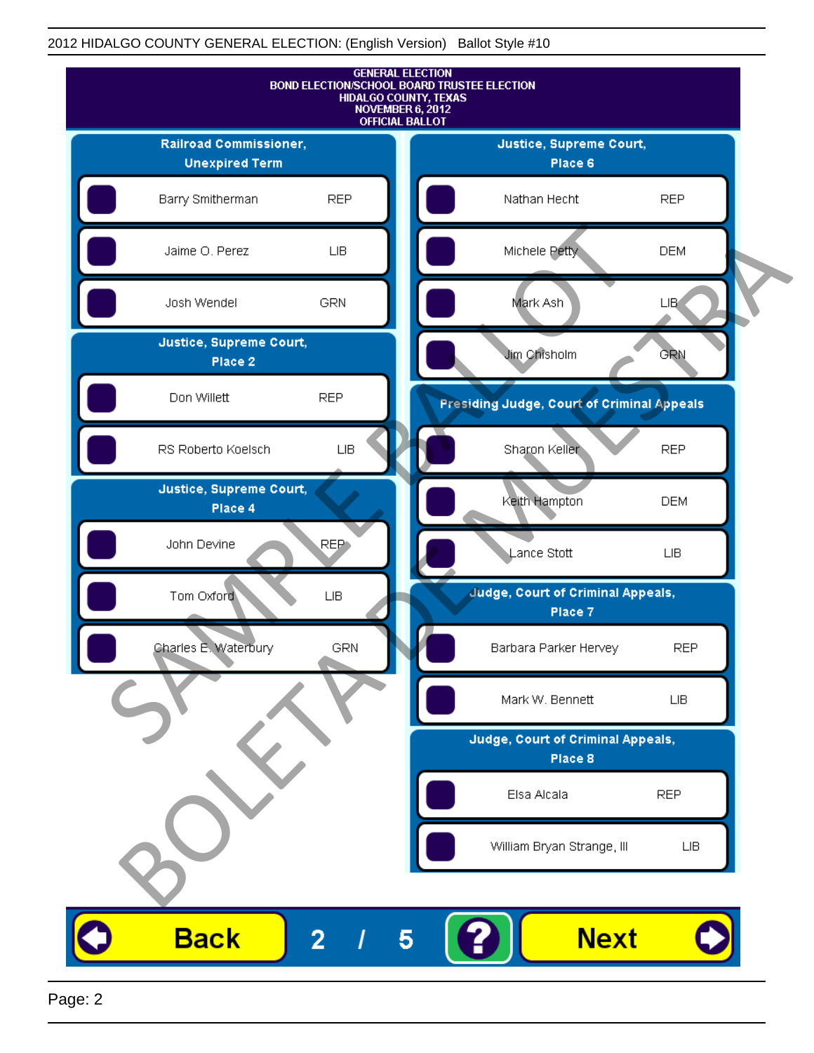2012 HIDALGO COUNTY GENERAL ELECTION: (English Version) Ballot Style #10

GENERAL ELECTION
BOND ELECTION/SCHOOL BOARD TRUSTEE ELECTION
HIDALGO COUNTY, TEXAS
NOVEMBER 6, 2012
OFFICIAL BALLOT

## Railroad Commissioner, Unexpired Term

| Candidate | Party |
|---|---|
| Barry Smitherman | REP |
| Jaime O. Perez | LIB |
| Josh Wendel | GRN |

## Justice, Supreme Court, Place 2

| Candidate | Party |
|---|---|
| Don Willett | REP |
| RS Roberto Koelsch | LIB |

## Justice, Supreme Court, Place 4

| Candidate | Party |
|---|---|
| John Devine | REP |
| Tom Oxford | LIB |
| Charles E. Waterbury | GRN |

## Justice, Supreme Court, Place 6

| Candidate | Party |
|---|---|
| Nathan Hecht | REP |
| Michele Petty | DEM |
| Mark Ash | LIB |
| Jim Chisholm | GRN |

## Presiding Judge, Court of Criminal Appeals

| Candidate | Party |
|---|---|
| Sharon Keller | REP |
| Keith Hampton | DEM |
| Lance Stott | LIB |

## Judge, Court of Criminal Appeals, Place 7

| Candidate | Party |
|---|---|
| Barbara Parker Hervey | REP |
| Mark W. Bennett | LIB |

## Judge, Court of Criminal Appeals, Place 8

| Candidate | Party |
|---|---|
| Elsa Alcala | REP |
| William Bryan Strange, III | LIB |

SAMPLE BALLOT
BOLETA DE MUESTRA

Back 2 / 5 ? Next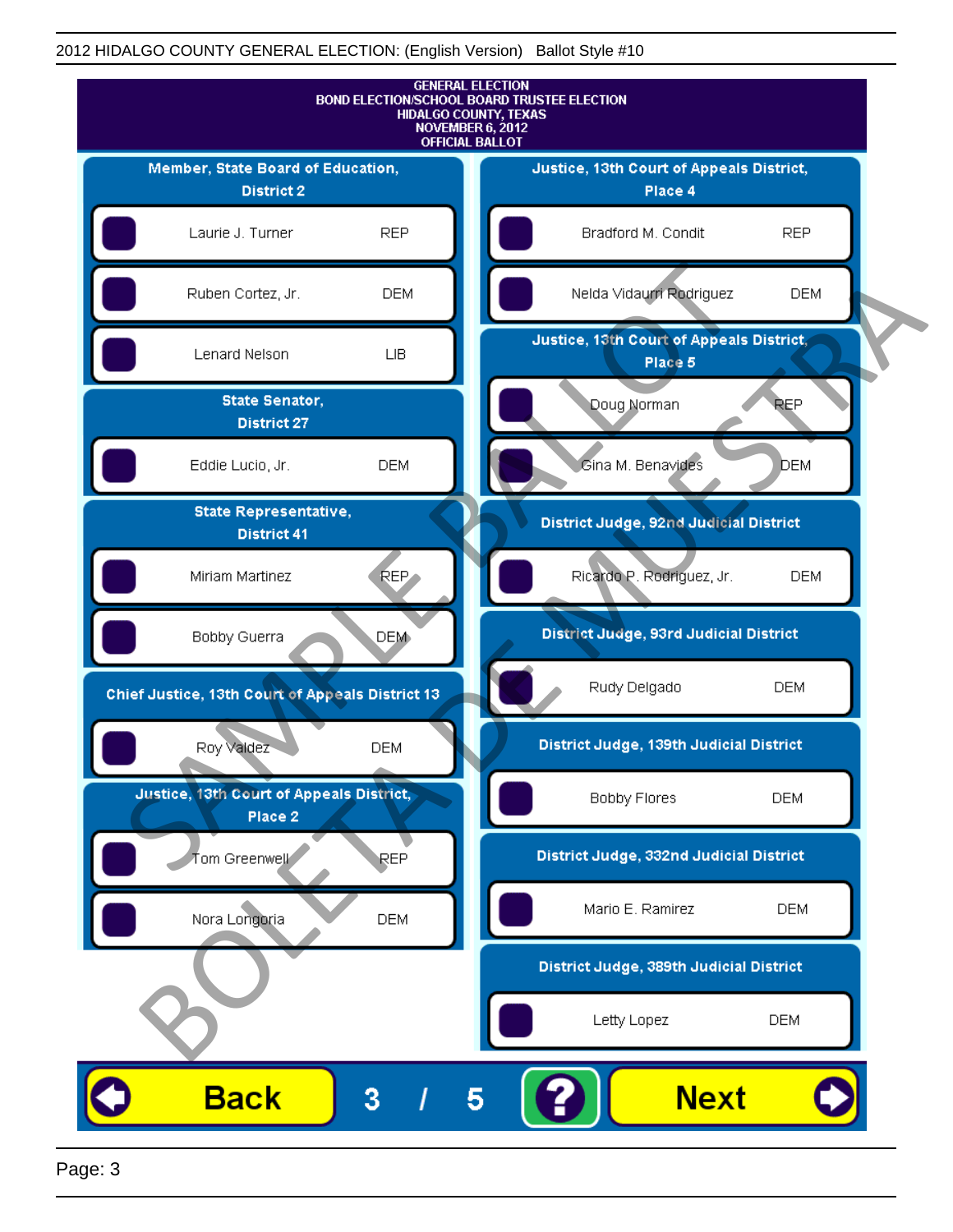2012 HIDALGO COUNTY GENERAL ELECTION: (English Version) Ballot Style #10

# GENERAL ELECTION
# BOND ELECTION/SCHOOL BOARD TRUSTEE ELECTION
# HIDALGO COUNTY, TEXAS
# NOVEMBER 6, 2012
# OFFICIAL BALLOT

## Member, State Board of Education, District 2

| Candidate | Party |
|---|---|
| Laurie J. Turner | REP |
| Ruben Cortez, Jr. | DEM |
| Lenard Nelson | LIB |

## State Senator, District 27

| Candidate | Party |
|---|---|
| Eddie Lucio, Jr. | DEM |

## State Representative, District 41

| Candidate | Party |
|---|---|
| Miriam Martinez | REP |
| Bobby Guerra | DEM |

## Chief Justice, 13th Court of Appeals District 13

| Candidate | Party |
|---|---|
| Roy Valdez | DEM |

## Justice, 13th Court of Appeals District, Place 2

| Candidate | Party |
|---|---|
| Tom Greenwell | REP |
| Nora Longoria | DEM |

## Justice, 13th Court of Appeals District, Place 4

| Candidate | Party |
|---|---|
| Bradford M. Condit | REP |
| Nelda Vidaurri Rodriguez | DEM |

## Justice, 13th Court of Appeals District, Place 5

| Candidate | Party |
|---|---|
| Doug Norman | REP |
| Gina M. Benavides | DEM |

## District Judge, 92nd Judicial District

| Candidate | Party |
|---|---|
| Ricardo P. Rodriguez, Jr. | DEM |

## District Judge, 93rd Judicial District

| Candidate | Party |
|---|---|
| Rudy Delgado | DEM |

## District Judge, 139th Judicial District

| Candidate | Party |
|---|---|
| Bobby Flores | DEM |

## District Judge, 332nd Judicial District

| Candidate | Party |
|---|---|
| Mario E. Ramirez | DEM |

## District Judge, 389th Judicial District

| Candidate | Party |
|---|---|
| Letty Lopez | DEM |

Back 3 / 5 ? Next

SAMPLE BALLOT / BOLETA DE MUESTRA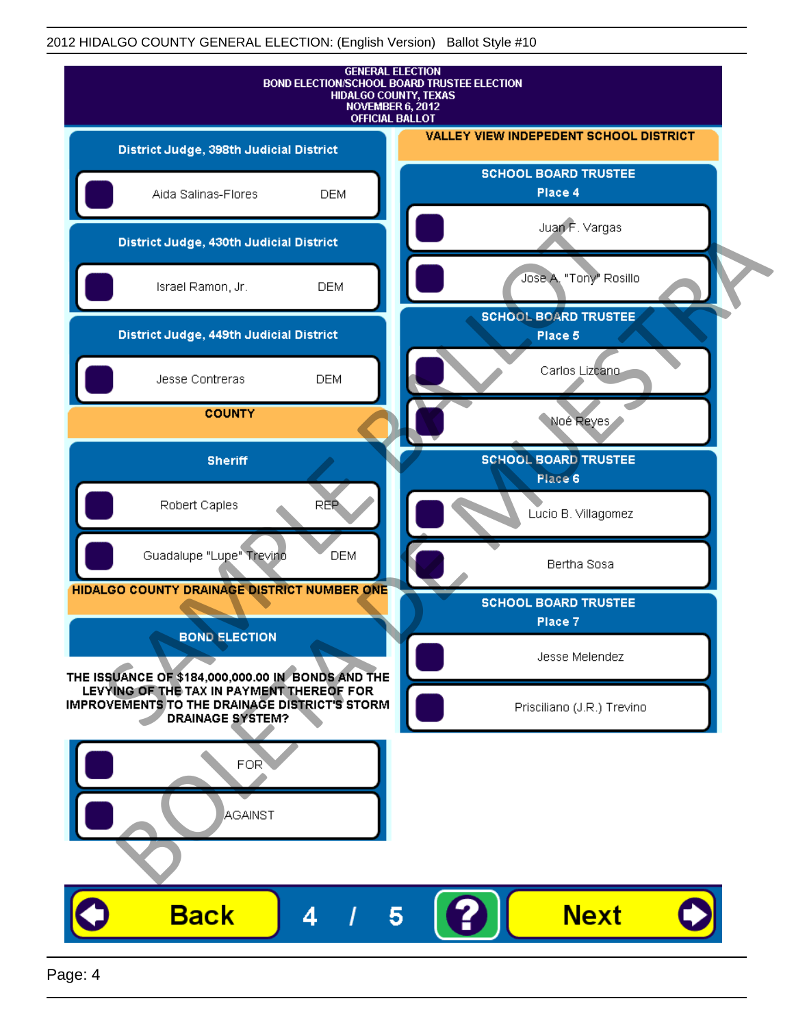2012 HIDALGO COUNTY GENERAL ELECTION: (English Version) Ballot Style #10

**GENERAL ELECTION**
**BOND ELECTION/SCHOOL BOARD TRUSTEE ELECTION**
**HIDALGO COUNTY, TEXAS**
**NOVEMBER 6, 2012**
**OFFICIAL BALLOT**

## District Judge, 398th Judicial District

- Aida Salinas-Flores DEM

## District Judge, 430th Judicial District

- Israel Ramon, Jr. DEM

## District Judge, 449th Judicial District

- Jesse Contreras DEM

## COUNTY

### Sheriff

- Robert Caples REP
- Guadalupe "Lupe" Trevino DEM

## HIDALGO COUNTY DRAINAGE DISTRICT NUMBER ONE

### BOND ELECTION

**THE ISSUANCE OF $184,000,000.00 IN BONDS AND THE LEVYING OF THE TAX IN PAYMENT THEREOF FOR IMPROVEMENTS TO THE DRAINAGE DISTRICT'S STORM DRAINAGE SYSTEM?**

- FOR
- AGAINST

## VALLEY VIEW INDEPENDENT SCHOOL DISTRICT

### SCHOOL BOARD TRUSTEE Place 4

- Juan F. Vargas
- Jose A. "Tony" Rosillo

### SCHOOL BOARD TRUSTEE Place 5

- Carlos Lizcano
- Noé Reyes

### SCHOOL BOARD TRUSTEE Place 6

- Lucio B. Villagomez
- Bertha Sosa

### SCHOOL BOARD TRUSTEE Place 7

- Jesse Melendez
- Prisciliano (J.R.) Trevino

SAMPLE BALLOT BOLETA DE MUESTRA

Back 4 / 5 ? Next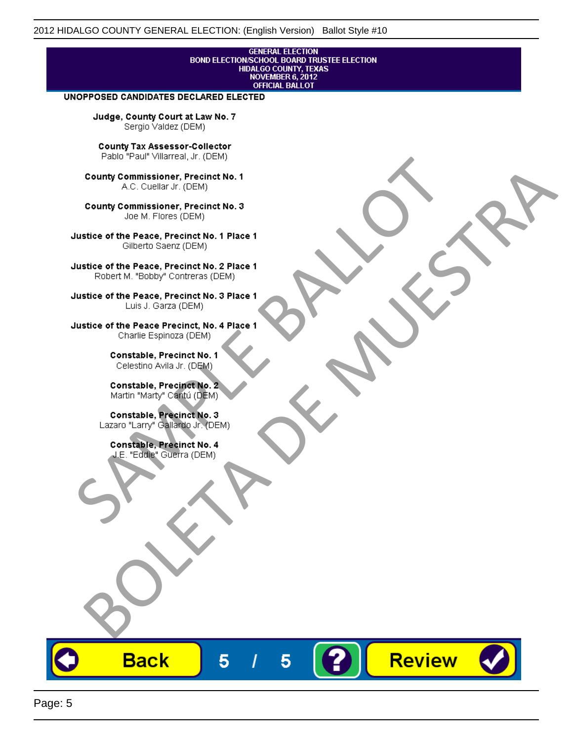GENERAL ELECTION
BOND ELECTION/SCHOOL BOARD TRUSTEE ELECTION
HIDALGO COUNTY, TEXAS
NOVEMBER 6, 2012
OFFICIAL BALLOT

**UNOPPOSED CANDIDATES DECLARED ELECTED**

**Judge, County Court at Law No. 7**
Sergio Valdez (DEM)

**County Tax Assessor-Collector**
Pablo "Paul" Villarreal, Jr. (DEM)

**County Commissioner, Precinct No. 1**
A.C. Cuellar Jr. (DEM)

**County Commissioner, Precinct No. 3**
Joe M. Flores (DEM)

**Justice of the Peace, Precinct No. 1 Place 1**
Gilberto Saenz (DEM)

**Justice of the Peace, Precinct No. 2 Place 1**
Robert M. "Bobby" Contreras (DEM)

**Justice of the Peace, Precinct No. 3 Place 1**
Luis J. Garza (DEM)

**Justice of the Peace Precinct, No. 4 Place 1**
Charlie Espinoza (DEM)

**Constable, Precinct No. 1**
Celestino Avila Jr. (DEM)

**Constable, Precinct No. 2**
Martin "Marty" Cantú (DEM)

**Constable, Precinct No. 3**
Lazaro "Larry" Gallardo Jr. (DEM)

**Constable, Precinct No. 4**
J.E. "Eddie" Guerra (DEM)

SAMPLE BALLOT
BOLETA DE MUESTRA

Back 5 / 5 ? Review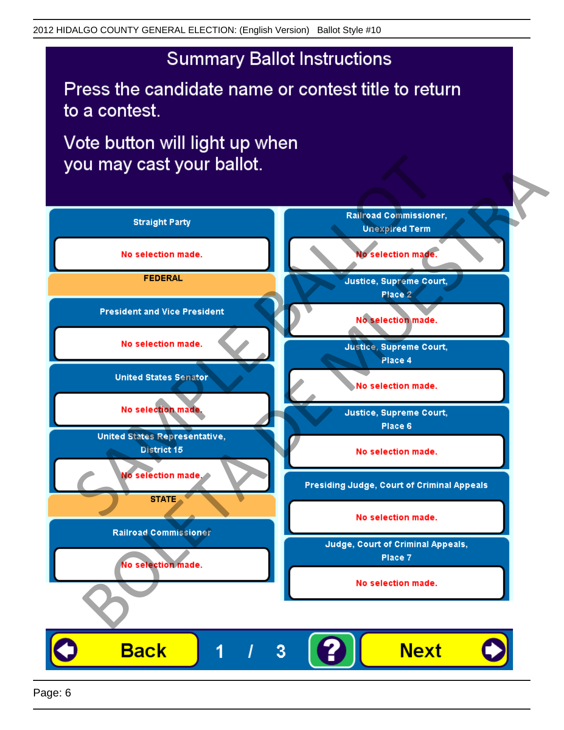2012 HIDALGO COUNTY GENERAL ELECTION: (English Version) Ballot Style #10

# Summary Ballot Instructions

Press the candidate name or contest title to return to a contest.

Vote button will light up when you may cast your ballot.

**Straight Party**

No selection made.

**FEDERAL**

**President and Vice President**

No selection made.

**United States Senator**

No selection made.

**United States Representative, District 15**

No selection made.

**STATE**

**Railroad Commissioner**

No selection made.

**Railroad Commissioner, Unexpired Term**

No selection made.

**Justice, Supreme Court, Place 2**

No selection made.

**Justice, Supreme Court, Place 4**

No selection made.

**Justice, Supreme Court, Place 6**

No selection made.

**Presiding Judge, Court of Criminal Appeals**

No selection made.

**Judge, Court of Criminal Appeals, Place 7**

No selection made.

Back 1 / 3 ? Next

SAMPLE BALLOT BOLETA DE MUESTRA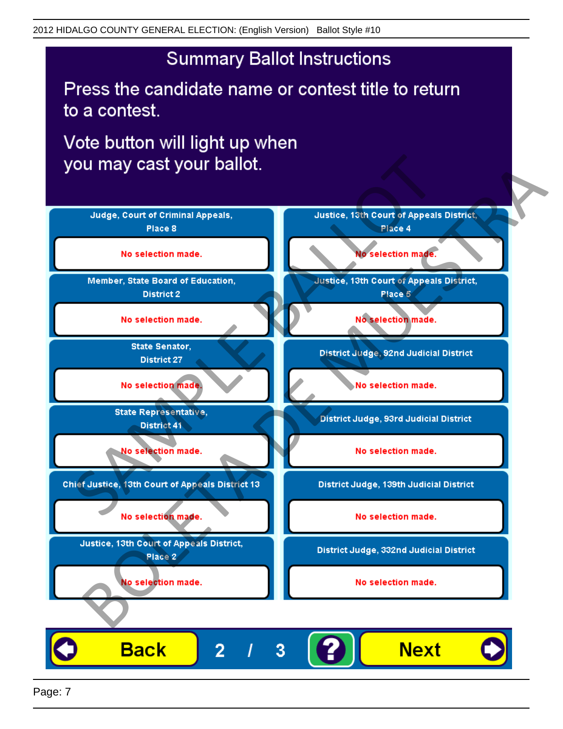# Summary Ballot Instructions

Press the candidate name or contest title to return to a contest.

Vote button will light up when you may cast your ballot.

| Contest | Selection |
|---|---|
| Judge, Court of Criminal Appeals, Place 8 | No selection made. |
| Member, State Board of Education, District 2 | No selection made. |
| State Senator, District 27 | No selection made. |
| State Representative, District 41 | No selection made. |
| Chief Justice, 13th Court of Appeals District 13 | No selection made. |
| Justice, 13th Court of Appeals District, Place 2 | No selection made. |
| Justice, 13th Court of Appeals District, Place 4 | No selection made. |
| Justice, 13th Court of Appeals District, Place 5 | No selection made. |
| District Judge, 92nd Judicial District | No selection made. |
| District Judge, 93rd Judicial District | No selection made. |
| District Judge, 139th Judicial District | No selection made. |
| District Judge, 332nd Judicial District | No selection made. |

Back | 2 / 3 | ? | Next

SAMPLE BALLOT
BOLETA DE MUESTRA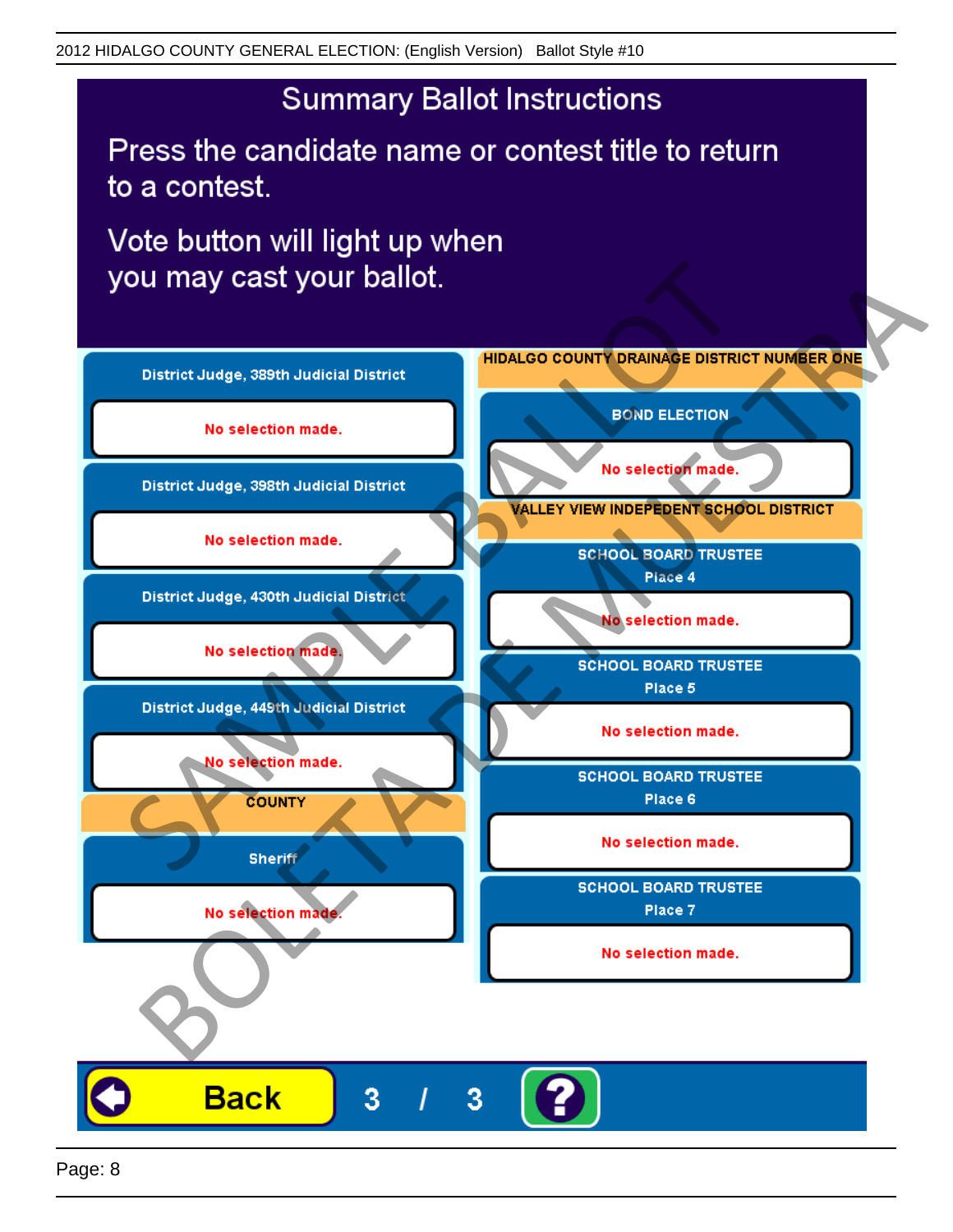# Summary Ballot Instructions

Press the candidate name or contest title to return to a contest.

Vote button will light up when you may cast your ballot.

**District Judge, 389th Judicial District**

No selection made.

**District Judge, 398th Judicial District**

No selection made.

**District Judge, 430th Judicial District**

No selection made.

**District Judge, 449th Judicial District**

No selection made.

**COUNTY**

**Sheriff**

No selection made.

**HIDALGO COUNTY DRAINAGE DISTRICT NUMBER ONE**

**BOND ELECTION**

No selection made.

**VALLEY VIEW INDEPEDENT SCHOOL DISTRICT**

**SCHOOL BOARD TRUSTEE Place 4**

No selection made.

**SCHOOL BOARD TRUSTEE Place 5**

No selection made.

**SCHOOL BOARD TRUSTEE Place 6**

No selection made.

**SCHOOL BOARD TRUSTEE Place 7**

No selection made.

Back

3 / 3

?

SAMPLE BALLOT

BOLETA DE MUESTRA